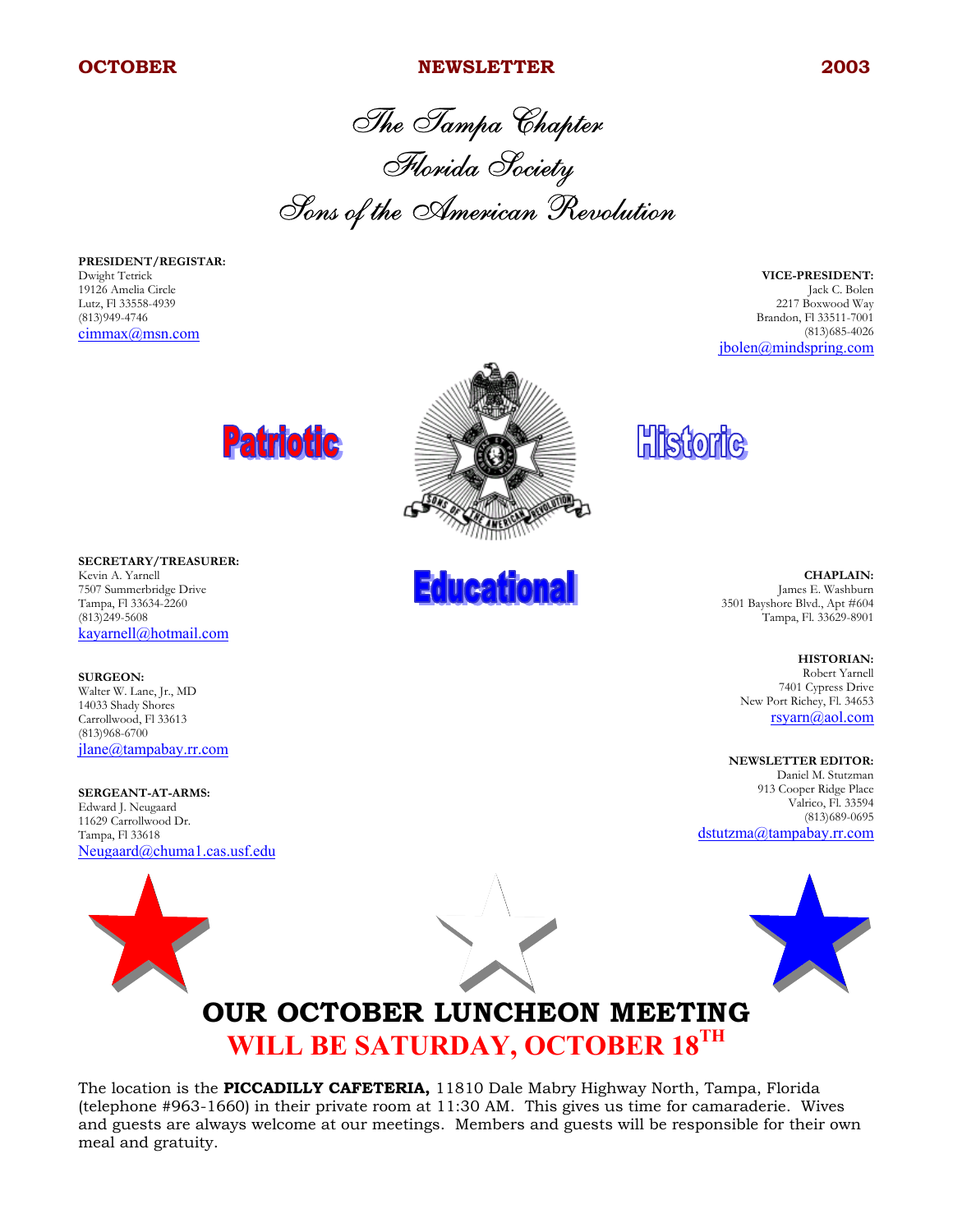**OCTOBER** **NEWSLETTER** **2003**

# The Tampa Chapter
# Florida Society
# Sons of the American Revolution

**PRESIDENT/REGISTAR:**
Dwight Tetrick
19126 Amelia Circle
Lutz, Fl 33558-4939
(813)949-4746
cimmax@msn.com

**VICE-PRESIDENT:**
Jack C. Bolen
2217 Boxwood Way
Brandon, Fl 33511-7001
(813)685-4026
jbolen@mindspring.com

Patriotic

Historic

Educational

**SECRETARY/TREASURER:**
Kevin A. Yarnell
7507 Summerbridge Drive
Tampa, Fl 33634-2260
(813)249-5608
kayarnell@hotmail.com

**CHAPLAIN:**
James E. Washburn
3501 Bayshore Blvd., Apt #604
Tampa, Fl. 33629-8901

**SURGEON:**
Walter W. Lane, Jr., MD
14033 Shady Shores
Carrollwood, Fl 33613
(813)968-6700
jlane@tampabay.rr.com

**HISTORIAN:**
Robert Yarnell
7401 Cypress Drive
New Port Richey, Fl. 34653
rsyarn@aol.com

**SERGEANT-AT-ARMS:**
Edward J. Neugaard
11629 Carrollwood Dr.
Tampa, Fl 33618
Neugaard@chuma1.cas.usf.edu

**NEWSLETTER EDITOR:**
Daniel M. Stutzman
913 Cooper Ridge Place
Valrico, Fl. 33594
(813)689-0695
dstutzma@tampabay.rr.com

## OUR OCTOBER LUNCHEON MEETING
## WILL BE SATURDAY, OCTOBER 18TH

The location is the **PICCADILLY CAFETERIA,** 11810 Dale Mabry Highway North, Tampa, Florida (telephone #963-1660) in their private room at 11:30 AM. This gives us time for camaraderie. Wives and guests are always welcome at our meetings. Members and guests will be responsible for their own meal and gratuity.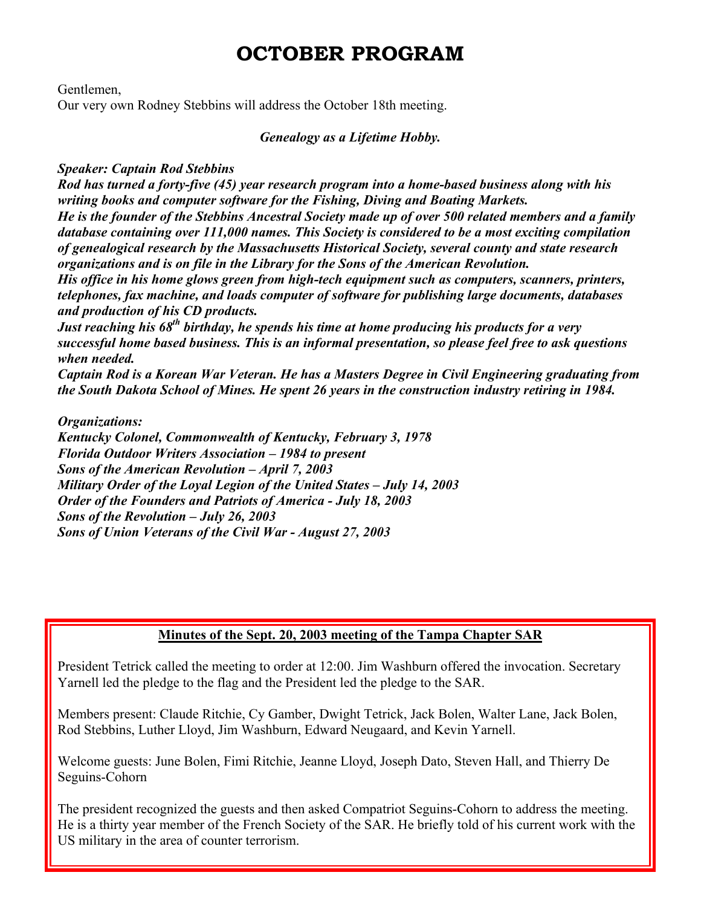# OCTOBER PROGRAM

Gentlemen,
Our very own Rodney Stebbins will address the October 18th meeting.

***Genealogy as a Lifetime Hobby.***

***Speaker: Captain Rod Stebbins***
***Rod has turned a forty-five (45) year research program into a home-based business along with his writing books and computer software for the Fishing, Diving and Boating Markets.***
***He is the founder of the Stebbins Ancestral Society made up of over 500 related members and a family database containing over 111,000 names. This Society is considered to be a most exciting compilation of genealogical research by the Massachusetts Historical Society, several county and state research organizations and is on file in the Library for the Sons of the American Revolution.***
***His office in his home glows green from high-tech equipment such as computers, scanners, printers, telephones, fax machine, and loads computer of software for publishing large documents, databases and production of his CD products.***
***Just reaching his 68th birthday, he spends his time at home producing his products for a very successful home based business. This is an informal presentation, so please feel free to ask questions when needed.***
***Captain Rod is a Korean War Veteran. He has a Masters Degree in Civil Engineering graduating from the South Dakota School of Mines. He spent 26 years in the construction industry retiring in 1984.***

***Organizations:***
***Kentucky Colonel, Commonwealth of Kentucky, February 3, 1978***
***Florida Outdoor Writers Association – 1984 to present***
***Sons of the American Revolution – April 7, 2003***
***Military Order of the Loyal Legion of the United States – July 14, 2003***
***Order of the Founders and Patriots of America - July 18, 2003***
***Sons of the Revolution – July 26, 2003***
***Sons of Union Veterans of the Civil War - August 27, 2003***

**Minutes of the Sept. 20, 2003 meeting of the Tampa Chapter SAR**

President Tetrick called the meeting to order at 12:00. Jim Washburn offered the invocation. Secretary Yarnell led the pledge to the flag and the President led the pledge to the SAR.

Members present: Claude Ritchie, Cy Gamber, Dwight Tetrick, Jack Bolen, Walter Lane, Jack Bolen, Rod Stebbins, Luther Lloyd, Jim Washburn, Edward Neugaard, and Kevin Yarnell.

Welcome guests: June Bolen, Fimi Ritchie, Jeanne Lloyd, Joseph Dato, Steven Hall, and Thierry De Seguins-Cohorn

The president recognized the guests and then asked Compatriot Seguins-Cohorn to address the meeting. He is a thirty year member of the French Society of the SAR. He briefly told of his current work with the US military in the area of counter terrorism.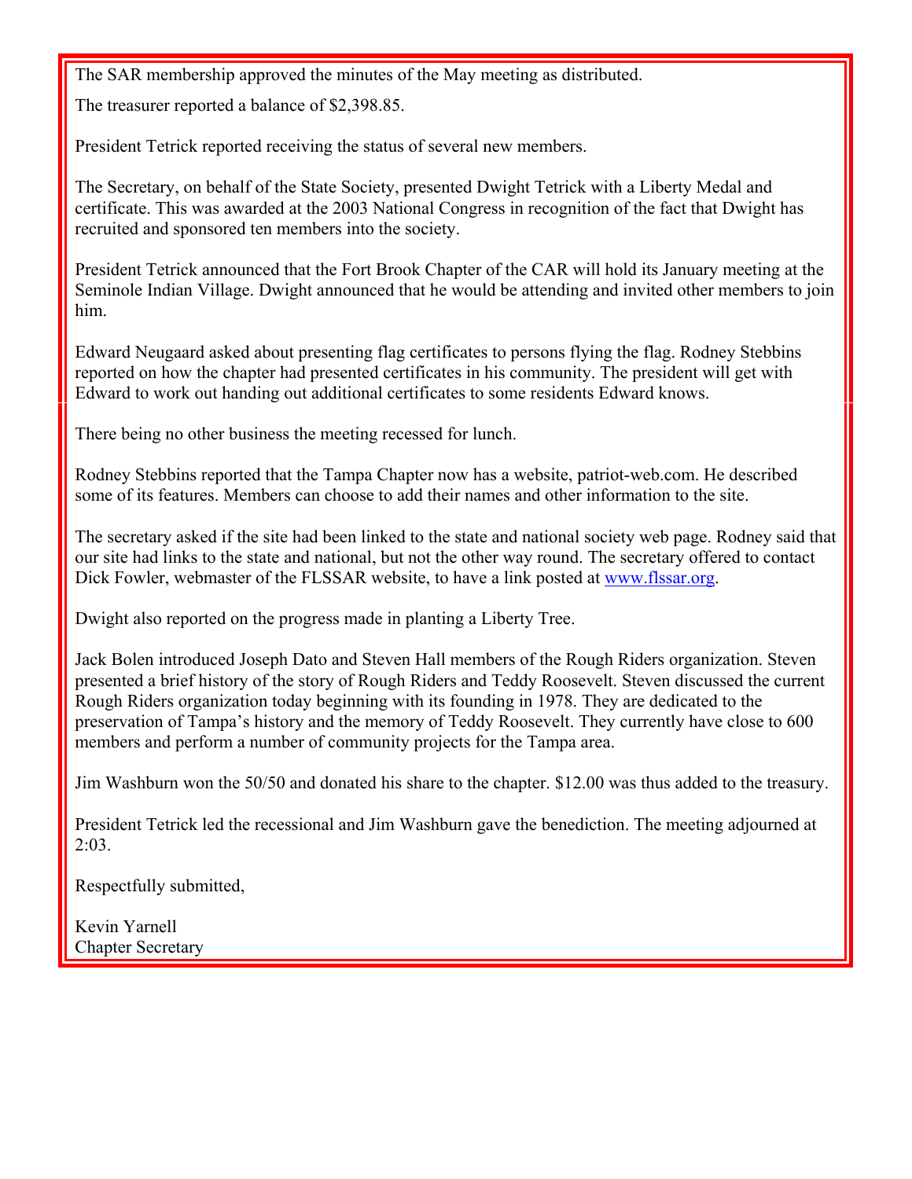The SAR membership approved the minutes of the May meeting as distributed.

The treasurer reported a balance of $2,398.85.

President Tetrick reported receiving the status of several new members.

The Secretary, on behalf of the State Society, presented Dwight Tetrick with a Liberty Medal and certificate. This was awarded at the 2003 National Congress in recognition of the fact that Dwight has recruited and sponsored ten members into the society.

President Tetrick announced that the Fort Brook Chapter of the CAR will hold its January meeting at the Seminole Indian Village. Dwight announced that he would be attending and invited other members to join him.

Edward Neugaard asked about presenting flag certificates to persons flying the flag. Rodney Stebbins reported on how the chapter had presented certificates in his community. The president will get with Edward to work out handing out additional certificates to some residents Edward knows.

There being no other business the meeting recessed for lunch.

Rodney Stebbins reported that the Tampa Chapter now has a website, patriot-web.com. He described some of its features. Members can choose to add their names and other information to the site.

The secretary asked if the site had been linked to the state and national society web page. Rodney said that our site had links to the state and national, but not the other way round. The secretary offered to contact Dick Fowler, webmaster of the FLSSAR website, to have a link posted at [www.flssar.org](http://www.flssar.org).

Dwight also reported on the progress made in planting a Liberty Tree.

Jack Bolen introduced Joseph Dato and Steven Hall members of the Rough Riders organization. Steven presented a brief history of the story of Rough Riders and Teddy Roosevelt. Steven discussed the current Rough Riders organization today beginning with its founding in 1978. They are dedicated to the preservation of Tampa's history and the memory of Teddy Roosevelt. They currently have close to 600 members and perform a number of community projects for the Tampa area.

Jim Washburn won the 50/50 and donated his share to the chapter. $12.00 was thus added to the treasury.

President Tetrick led the recessional and Jim Washburn gave the benediction. The meeting adjourned at 2:03.

Respectfully submitted,

Kevin Yarnell
Chapter Secretary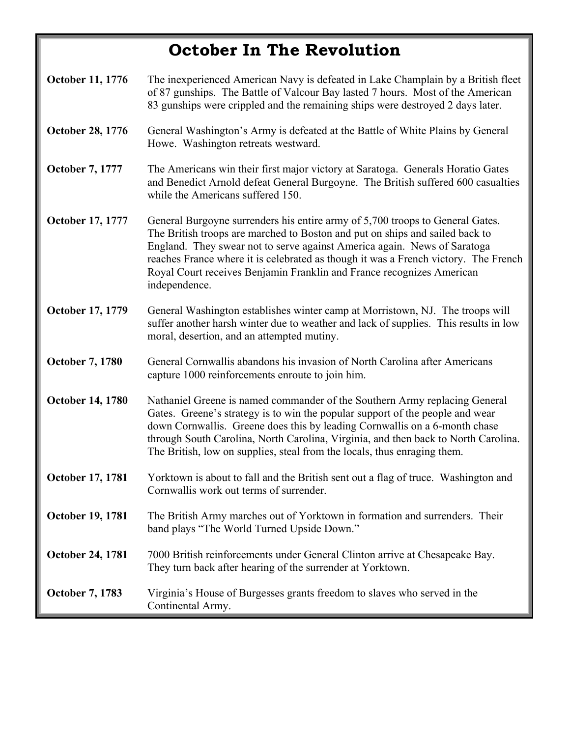# October In The Revolution

**October 11, 1776** The inexperienced American Navy is defeated in Lake Champlain by a British fleet of 87 gunships. The Battle of Valcour Bay lasted 7 hours. Most of the American 83 gunships were crippled and the remaining ships were destroyed 2 days later.

**October 28, 1776** General Washington's Army is defeated at the Battle of White Plains by General Howe. Washington retreats westward.

**October 7, 1777** The Americans win their first major victory at Saratoga. Generals Horatio Gates and Benedict Arnold defeat General Burgoyne. The British suffered 600 casualties while the Americans suffered 150.

**October 17, 1777** General Burgoyne surrenders his entire army of 5,700 troops to General Gates. The British troops are marched to Boston and put on ships and sailed back to England. They swear not to serve against America again. News of Saratoga reaches France where it is celebrated as though it was a French victory. The French Royal Court receives Benjamin Franklin and France recognizes American independence.

**October 17, 1779** General Washington establishes winter camp at Morristown, NJ. The troops will suffer another harsh winter due to weather and lack of supplies. This results in low moral, desertion, and an attempted mutiny.

**October 7, 1780** General Cornwallis abandons his invasion of North Carolina after Americans capture 1000 reinforcements enroute to join him.

**October 14, 1780** Nathaniel Greene is named commander of the Southern Army replacing General Gates. Greene's strategy is to win the popular support of the people and wear down Cornwallis. Greene does this by leading Cornwallis on a 6-month chase through South Carolina, North Carolina, Virginia, and then back to North Carolina. The British, low on supplies, steal from the locals, thus enraging them.

**October 17, 1781** Yorktown is about to fall and the British sent out a flag of truce. Washington and Cornwallis work out terms of surrender.

**October 19, 1781** The British Army marches out of Yorktown in formation and surrenders. Their band plays "The World Turned Upside Down."

**October 24, 1781** 7000 British reinforcements under General Clinton arrive at Chesapeake Bay. They turn back after hearing of the surrender at Yorktown.

**October 7, 1783** Virginia's House of Burgesses grants freedom to slaves who served in the Continental Army.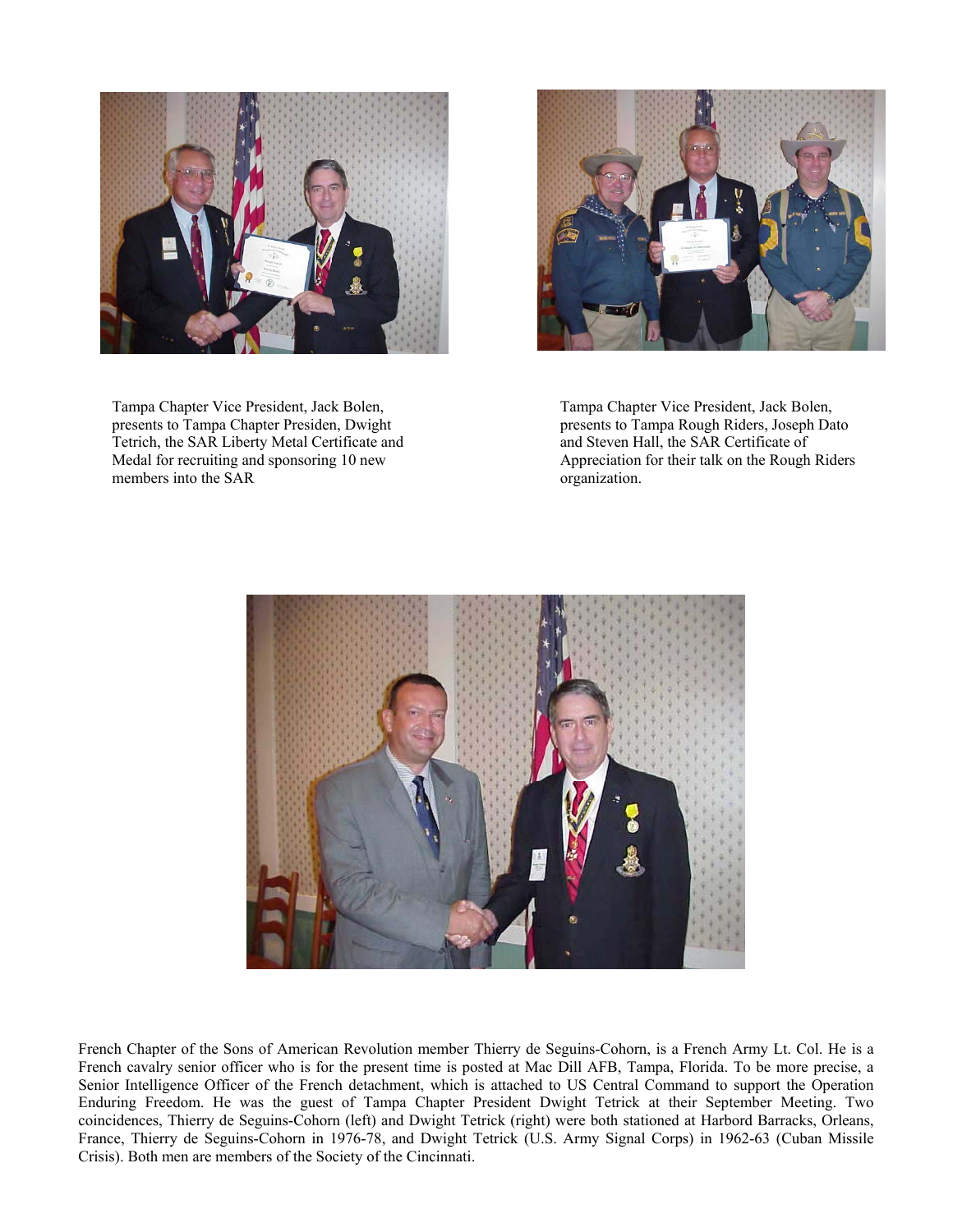Tampa Chapter Vice President, Jack Bolen, presents to Tampa Chapter Presiden, Dwight Tetrich, the SAR Liberty Metal Certificate and Medal for recruiting and sponsoring 10 new members into the SAR

Tampa Chapter Vice President, Jack Bolen, presents to Tampa Rough Riders, Joseph Dato and Steven Hall, the SAR Certificate of Appreciation for their talk on the Rough Riders organization.

French Chapter of the Sons of American Revolution member Thierry de Seguins-Cohorn, is a French Army Lt. Col. He is a French cavalry senior officer who is for the present time is posted at Mac Dill AFB, Tampa, Florida. To be more precise, a Senior Intelligence Officer of the French detachment, which is attached to US Central Command to support the Operation Enduring Freedom. He was the guest of Tampa Chapter President Dwight Tetrick at their September Meeting. Two coincidences, Thierry de Seguins-Cohorn (left) and Dwight Tetrick (right) were both stationed at Harbord Barracks, Orleans, France, Thierry de Seguins-Cohorn in 1976-78, and Dwight Tetrick (U.S. Army Signal Corps) in 1962-63 (Cuban Missile Crisis). Both men are members of the Society of the Cincinnati.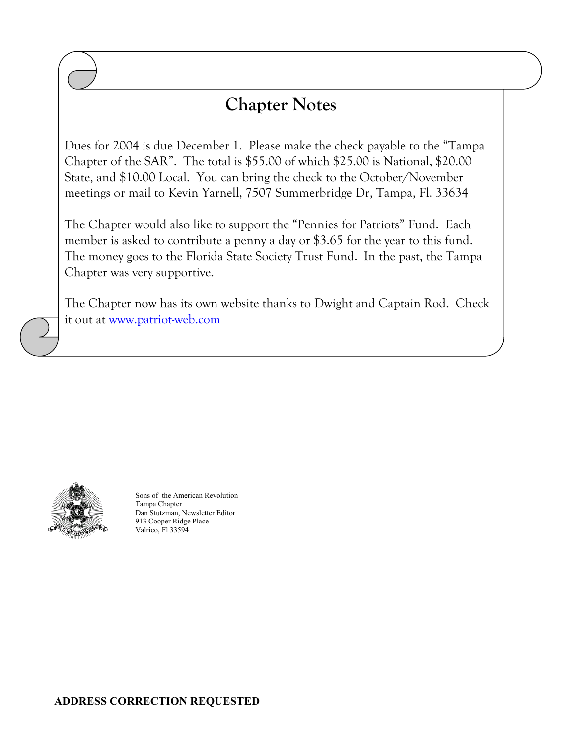## Chapter Notes

Dues for 2004 is due December 1. Please make the check payable to the "Tampa Chapter of the SAR". The total is $55.00 of which $25.00 is National, $20.00 State, and $10.00 Local. You can bring the check to the October/November meetings or mail to Kevin Yarnell, 7507 Summerbridge Dr, Tampa, Fl. 33634

The Chapter would also like to support the "Pennies for Patriots" Fund. Each member is asked to contribute a penny a day or $3.65 for the year to this fund. The money goes to the Florida State Society Trust Fund. In the past, the Tampa Chapter was very supportive.

The Chapter now has its own website thanks to Dwight and Captain Rod. Check it out at www.patriot-web.com

Sons of the American Revolution
Tampa Chapter
Dan Stutzman, Newsletter Editor
913 Cooper Ridge Place
Valrico, Fl 33594

**ADDRESS CORRECTION REQUESTED**